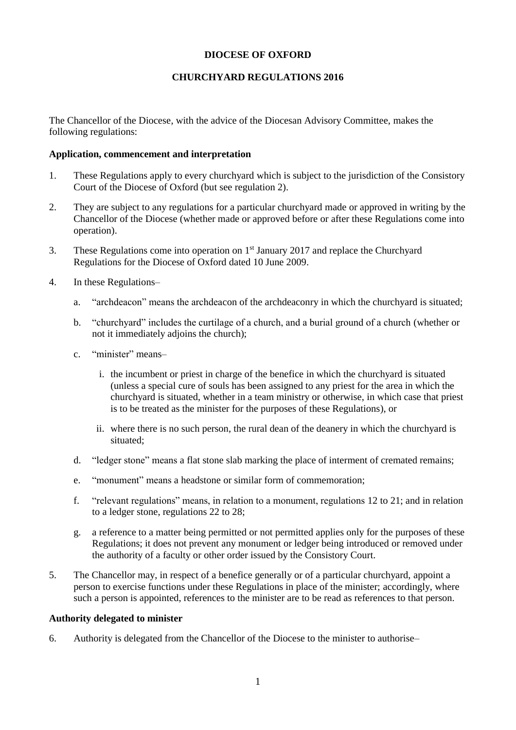**DIOCESE OF OXFORD**

**CHURCHYARD REGULATIONS 2016**

The Chancellor of the Diocese, with the advice of the Diocesan Advisory Committee, makes the following regulations:

**Application, commencement and interpretation**

1. These Regulations apply to every churchyard which is subject to the jurisdiction of the Consistory Court of the Diocese of Oxford (but see regulation 2).

2. They are subject to any regulations for a particular churchyard made or approved in writing by the Chancellor of the Diocese (whether made or approved before or after these Regulations come into operation).

3. These Regulations come into operation on 1st January 2017 and replace the Churchyard Regulations for the Diocese of Oxford dated 10 June 2009.

4. In these Regulations–

   a. "archdeacon" means the archdeacon of the archdeaconry in which the churchyard is situated;

   b. "churchyard" includes the curtilage of a church, and a burial ground of a church (whether or not it immediately adjoins the church);

   c. "minister" means–

      i. the incumbent or priest in charge of the benefice in which the churchyard is situated (unless a special cure of souls has been assigned to any priest for the area in which the churchyard is situated, whether in a team ministry or otherwise, in which case that priest is to be treated as the minister for the purposes of these Regulations), or

      ii. where there is no such person, the rural dean of the deanery in which the churchyard is situated;

   d. "ledger stone" means a flat stone slab marking the place of interment of cremated remains;

   e. "monument" means a headstone or similar form of commemoration;

   f. "relevant regulations" means, in relation to a monument, regulations 12 to 21; and in relation to a ledger stone, regulations 22 to 28;

   g. a reference to a matter being permitted or not permitted applies only for the purposes of these Regulations; it does not prevent any monument or ledger being introduced or removed under the authority of a faculty or other order issued by the Consistory Court.

5. The Chancellor may, in respect of a benefice generally or of a particular churchyard, appoint a person to exercise functions under these Regulations in place of the minister; accordingly, where such a person is appointed, references to the minister are to be read as references to that person.

**Authority delegated to minister**

6. Authority is delegated from the Chancellor of the Diocese to the minister to authorise–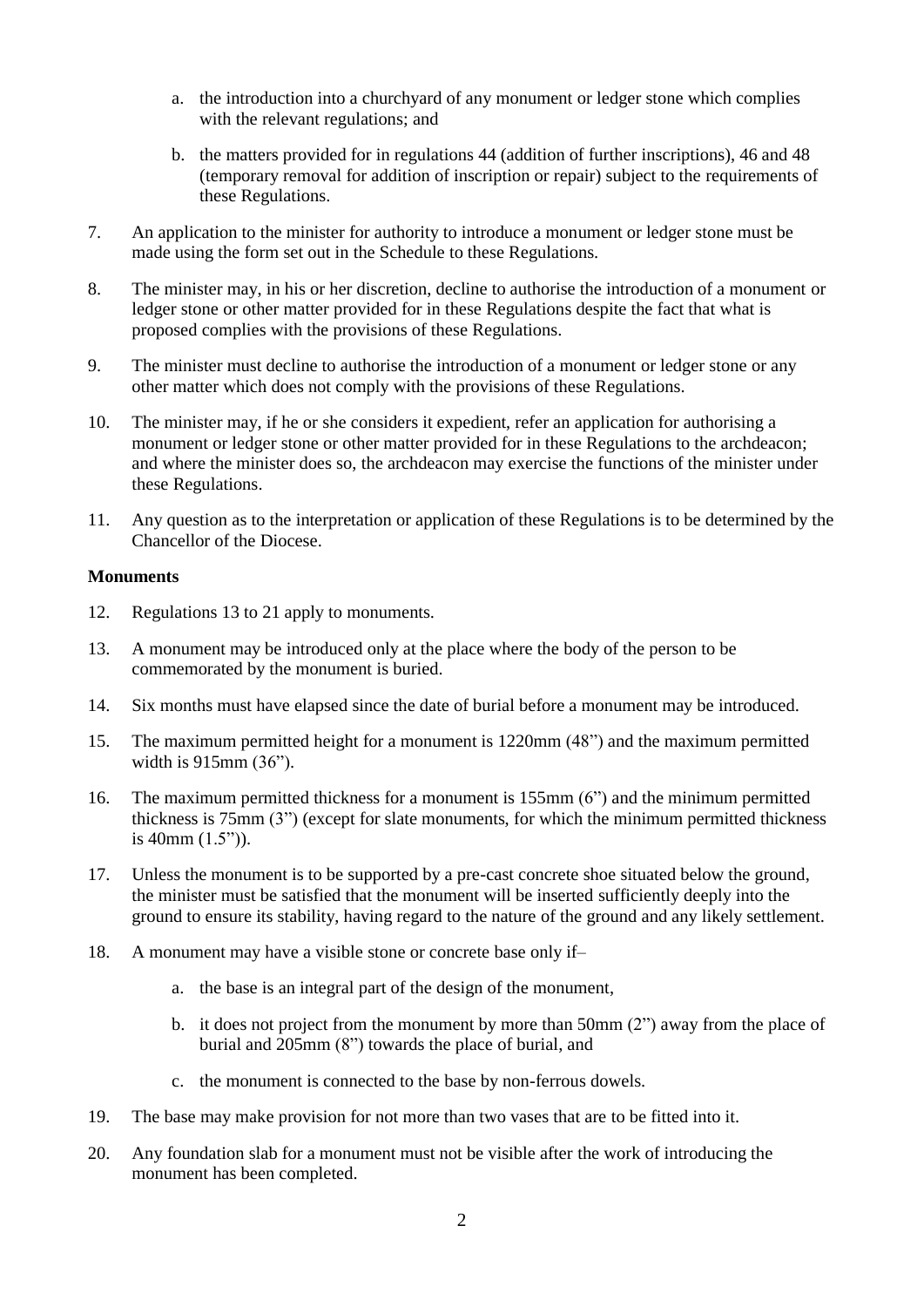a. the introduction into a churchyard of any monument or ledger stone which complies with the relevant regulations; and

   b. the matters provided for in regulations 44 (addition of further inscriptions), 46 and 48 (temporary removal for addition of inscription or repair) subject to the requirements of these Regulations.

7. An application to the minister for authority to introduce a monument or ledger stone must be made using the form set out in the Schedule to these Regulations.

8. The minister may, in his or her discretion, decline to authorise the introduction of a monument or ledger stone or other matter provided for in these Regulations despite the fact that what is proposed complies with the provisions of these Regulations.

9. The minister must decline to authorise the introduction of a monument or ledger stone or any other matter which does not comply with the provisions of these Regulations.

10. The minister may, if he or she considers it expedient, refer an application for authorising a monument or ledger stone or other matter provided for in these Regulations to the archdeacon; and where the minister does so, the archdeacon may exercise the functions of the minister under these Regulations.

11. Any question as to the interpretation or application of these Regulations is to be determined by the Chancellor of the Diocese.

**Monuments**

12. Regulations 13 to 21 apply to monuments.

13. A monument may be introduced only at the place where the body of the person to be commemorated by the monument is buried.

14. Six months must have elapsed since the date of burial before a monument may be introduced.

15. The maximum permitted height for a monument is 1220mm (48") and the maximum permitted width is 915mm (36").

16. The maximum permitted thickness for a monument is 155mm (6") and the minimum permitted thickness is 75mm (3") (except for slate monuments, for which the minimum permitted thickness is 40mm (1.5")).

17. Unless the monument is to be supported by a pre-cast concrete shoe situated below the ground, the minister must be satisfied that the monument will be inserted sufficiently deeply into the ground to ensure its stability, having regard to the nature of the ground and any likely settlement.

18. A monument may have a visible stone or concrete base only if–

   a. the base is an integral part of the design of the monument,

   b. it does not project from the monument by more than 50mm (2") away from the place of burial and 205mm (8") towards the place of burial, and

   c. the monument is connected to the base by non-ferrous dowels.

19. The base may make provision for not more than two vases that are to be fitted into it.

20. Any foundation slab for a monument must not be visible after the work of introducing the monument has been completed.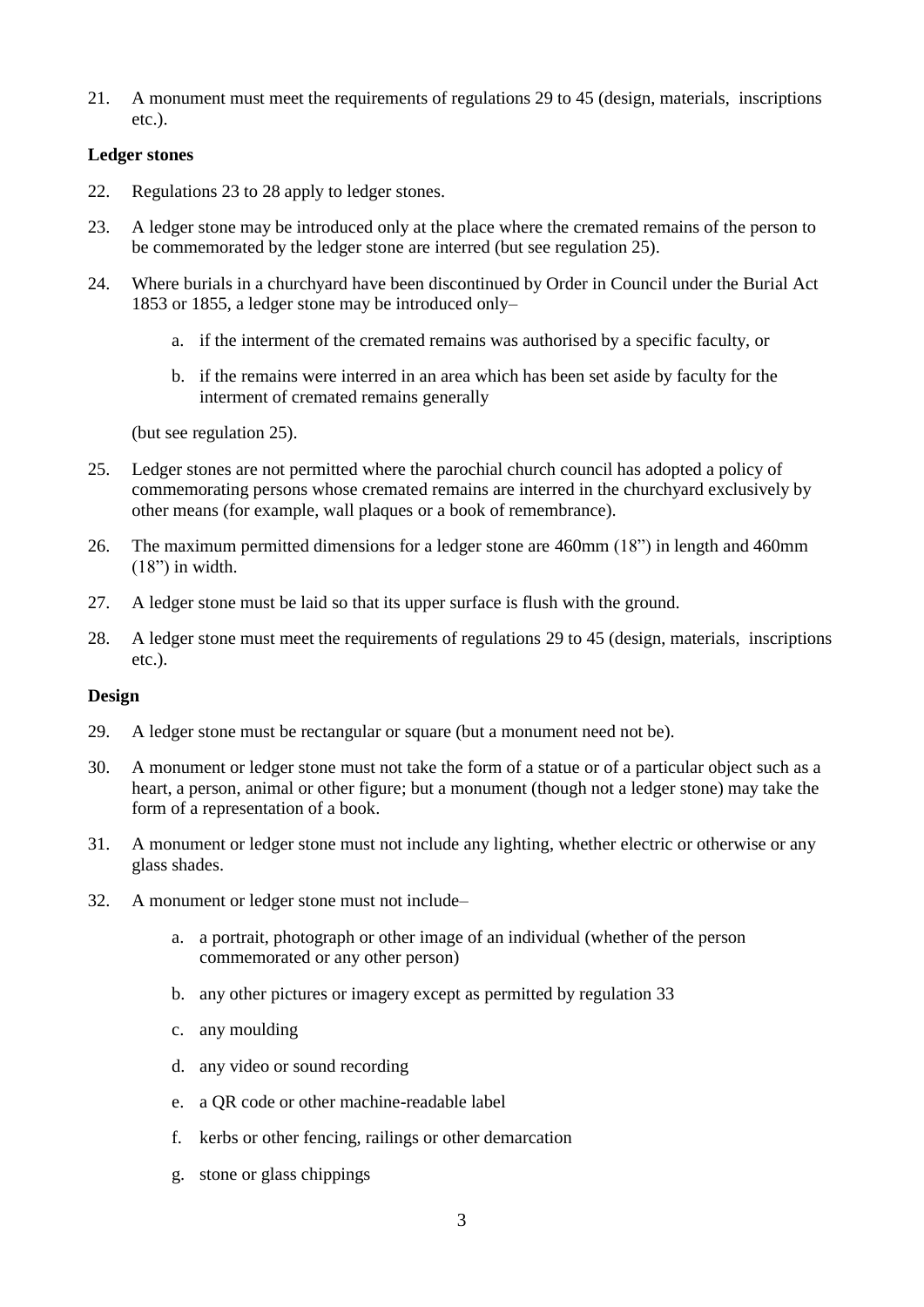21. A monument must meet the requirements of regulations 29 to 45 (design, materials, inscriptions etc.).

**Ledger stones**

22. Regulations 23 to 28 apply to ledger stones.

23. A ledger stone may be introduced only at the place where the cremated remains of the person to be commemorated by the ledger stone are interred (but see regulation 25).

24. Where burials in a churchyard have been discontinued by Order in Council under the Burial Act 1853 or 1855, a ledger stone may be introduced only–

    a. if the interment of the cremated remains was authorised by a specific faculty, or

    b. if the remains were interred in an area which has been set aside by faculty for the interment of cremated remains generally

    (but see regulation 25).

25. Ledger stones are not permitted where the parochial church council has adopted a policy of commemorating persons whose cremated remains are interred in the churchyard exclusively by other means (for example, wall plaques or a book of remembrance).

26. The maximum permitted dimensions for a ledger stone are 460mm (18") in length and 460mm (18") in width.

27. A ledger stone must be laid so that its upper surface is flush with the ground.

28. A ledger stone must meet the requirements of regulations 29 to 45 (design, materials, inscriptions etc.).

**Design**

29. A ledger stone must be rectangular or square (but a monument need not be).

30. A monument or ledger stone must not take the form of a statue or of a particular object such as a heart, a person, animal or other figure; but a monument (though not a ledger stone) may take the form of a representation of a book.

31. A monument or ledger stone must not include any lighting, whether electric or otherwise or any glass shades.

32. A monument or ledger stone must not include–

    a. a portrait, photograph or other image of an individual (whether of the person commemorated or any other person)

    b. any other pictures or imagery except as permitted by regulation 33

    c. any moulding

    d. any video or sound recording

    e. a QR code or other machine-readable label

    f. kerbs or other fencing, railings or other demarcation

    g. stone or glass chippings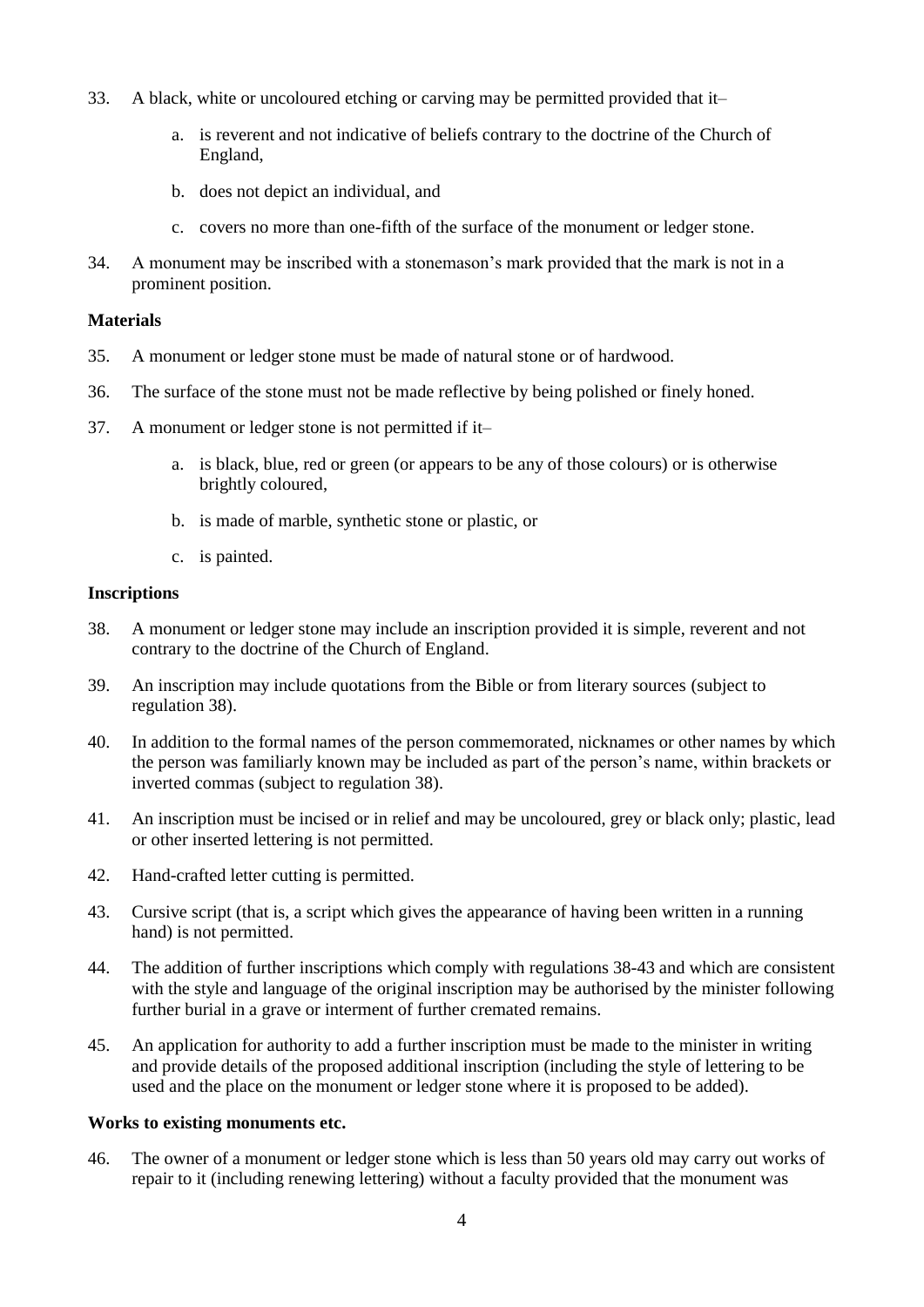33. A black, white or uncoloured etching or carving may be permitted provided that it–

    a. is reverent and not indicative of beliefs contrary to the doctrine of the Church of England,

    b. does not depict an individual, and

    c. covers no more than one-fifth of the surface of the monument or ledger stone.

34. A monument may be inscribed with a stonemason's mark provided that the mark is not in a prominent position.

**Materials**

35. A monument or ledger stone must be made of natural stone or of hardwood.

36. The surface of the stone must not be made reflective by being polished or finely honed.

37. A monument or ledger stone is not permitted if it–

    a. is black, blue, red or green (or appears to be any of those colours) or is otherwise brightly coloured,

    b. is made of marble, synthetic stone or plastic, or

    c. is painted.

**Inscriptions**

38. A monument or ledger stone may include an inscription provided it is simple, reverent and not contrary to the doctrine of the Church of England.

39. An inscription may include quotations from the Bible or from literary sources (subject to regulation 38).

40. In addition to the formal names of the person commemorated, nicknames or other names by which the person was familiarly known may be included as part of the person's name, within brackets or inverted commas (subject to regulation 38).

41. An inscription must be incised or in relief and may be uncoloured, grey or black only; plastic, lead or other inserted lettering is not permitted.

42. Hand-crafted letter cutting is permitted.

43. Cursive script (that is, a script which gives the appearance of having been written in a running hand) is not permitted.

44. The addition of further inscriptions which comply with regulations 38-43 and which are consistent with the style and language of the original inscription may be authorised by the minister following further burial in a grave or interment of further cremated remains.

45. An application for authority to add a further inscription must be made to the minister in writing and provide details of the proposed additional inscription (including the style of lettering to be used and the place on the monument or ledger stone where it is proposed to be added).

**Works to existing monuments etc.**

46. The owner of a monument or ledger stone which is less than 50 years old may carry out works of repair to it (including renewing lettering) without a faculty provided that the monument was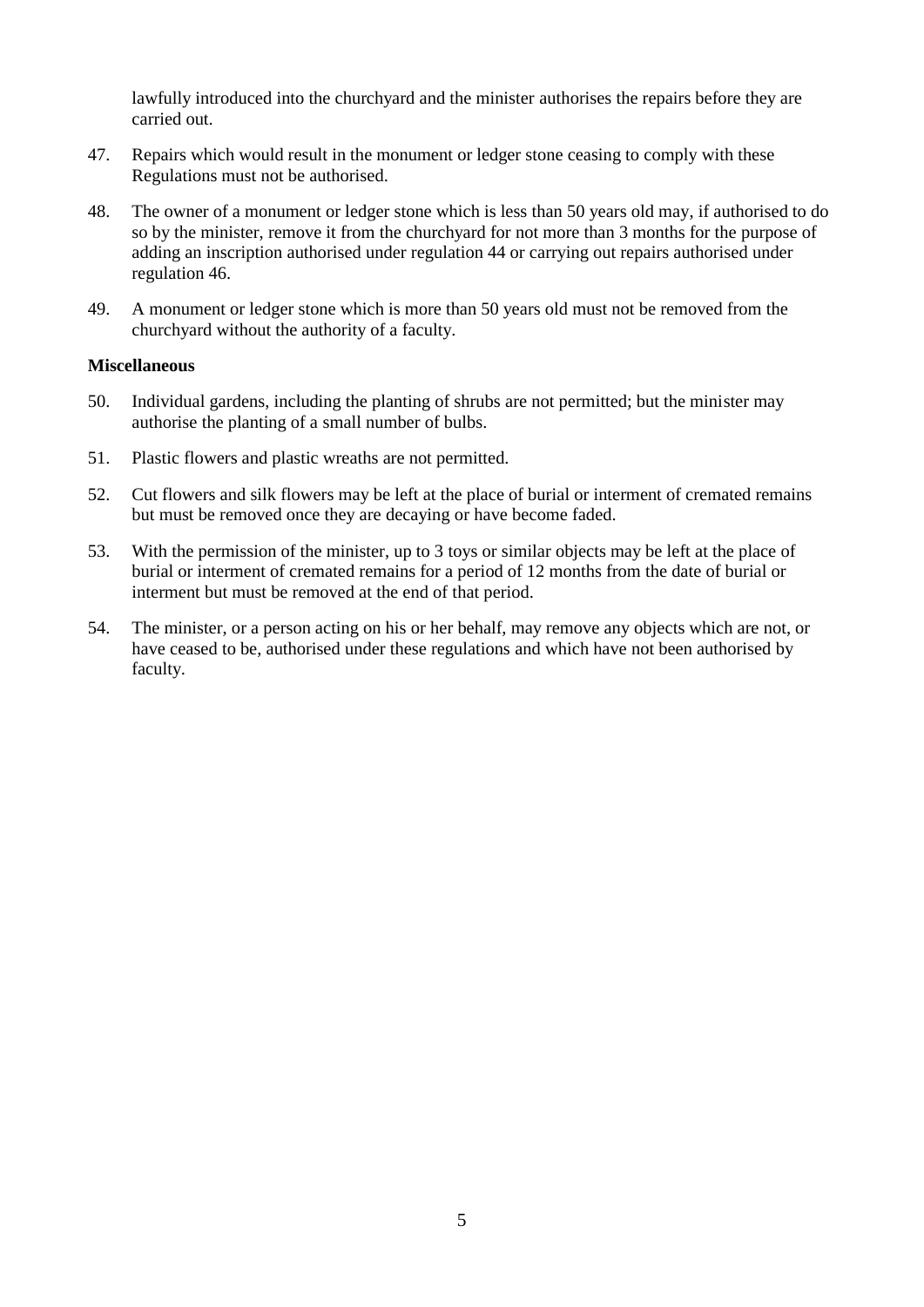lawfully introduced into the churchyard and the minister authorises the repairs before they are carried out.

47. Repairs which would result in the monument or ledger stone ceasing to comply with these Regulations must not be authorised.

48. The owner of a monument or ledger stone which is less than 50 years old may, if authorised to do so by the minister, remove it from the churchyard for not more than 3 months for the purpose of adding an inscription authorised under regulation 44 or carrying out repairs authorised under regulation 46.

49. A monument or ledger stone which is more than 50 years old must not be removed from the churchyard without the authority of a faculty.

**Miscellaneous**

50. Individual gardens, including the planting of shrubs are not permitted; but the minister may authorise the planting of a small number of bulbs.

51. Plastic flowers and plastic wreaths are not permitted.

52. Cut flowers and silk flowers may be left at the place of burial or interment of cremated remains but must be removed once they are decaying or have become faded.

53. With the permission of the minister, up to 3 toys or similar objects may be left at the place of burial or interment of cremated remains for a period of 12 months from the date of burial or interment but must be removed at the end of that period.

54. The minister, or a person acting on his or her behalf, may remove any objects which are not, or have ceased to be, authorised under these regulations and which have not been authorised by faculty.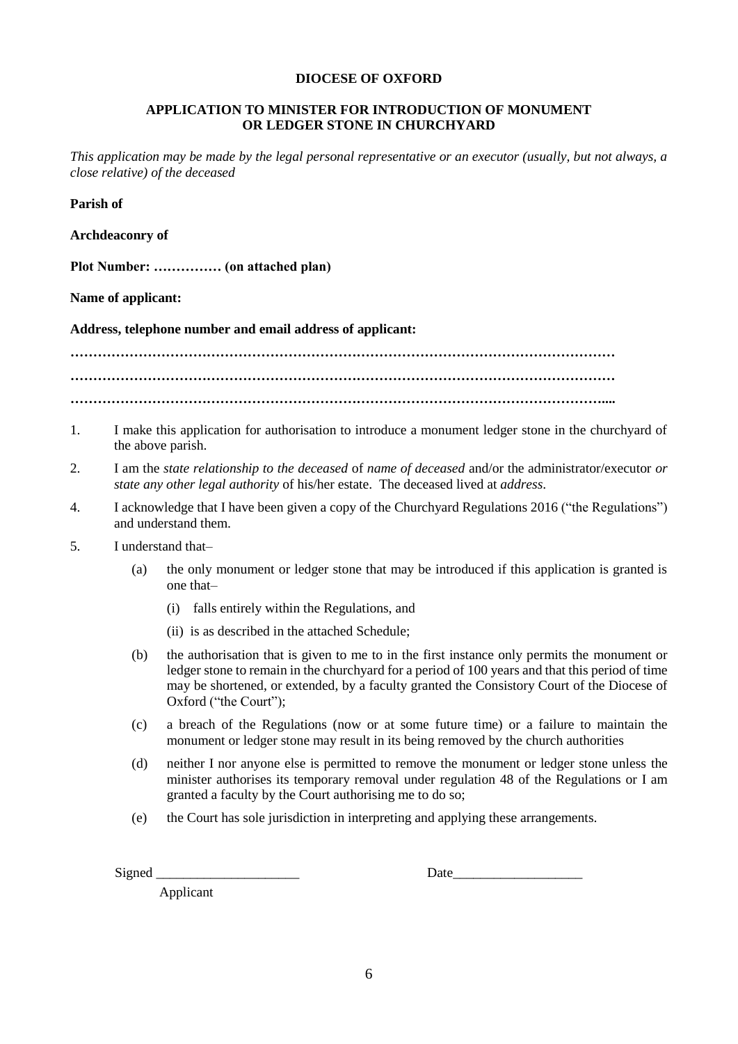**DIOCESE OF OXFORD**

**APPLICATION TO MINISTER FOR INTRODUCTION OF MONUMENT OR LEDGER STONE IN CHURCHYARD**

*This application may be made by the legal personal representative or an executor (usually, but not always, a close relative) of the deceased*

**Parish of**

**Archdeaconry of**

**Plot Number: …………… (on attached plan)**

**Name of applicant:**

**Address, telephone number and email address of applicant:**

**…………………………………………………………………………………………………………**

**…………………………………………………………………………………………………………**

**……………………………………………………………………………………………………….....**

1. I make this application for authorisation to introduce a monument ledger stone in the churchyard of the above parish.

2. I am the *state relationship to the deceased* of *name of deceased* and/or the administrator/executor *or state any other legal authority* of his/her estate. The deceased lived at *address*.

4. I acknowledge that I have been given a copy of the Churchyard Regulations 2016 ("the Regulations") and understand them.

5. I understand that–

   (a) the only monument or ledger stone that may be introduced if this application is granted is one that–

      (i) falls entirely within the Regulations, and

      (ii) is as described in the attached Schedule;

   (b) the authorisation that is given to me to in the first instance only permits the monument or ledger stone to remain in the churchyard for a period of 100 years and that this period of time may be shortened, or extended, by a faculty granted the Consistory Court of the Diocese of Oxford ("the Court");

   (c) a breach of the Regulations (now or at some future time) or a failure to maintain the monument or ledger stone may result in its being removed by the church authorities

   (d) neither I nor anyone else is permitted to remove the monument or ledger stone unless the minister authorises its temporary removal under regulation 48 of the Regulations or I am granted a faculty by the Court authorising me to do so;

   (e) the Court has sole jurisdiction in interpreting and applying these arrangements.

Signed _____________________ Date___________________

Applicant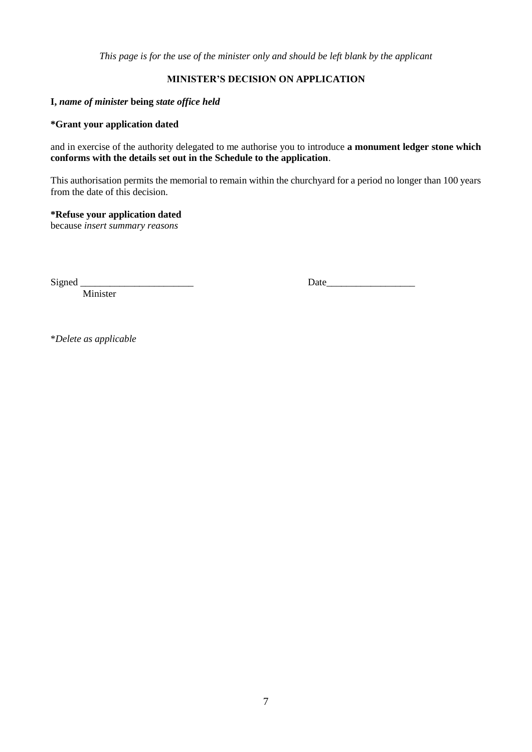*This page is for the use of the minister only and should be left blank by the applicant*

**MINISTER'S DECISION ON APPLICATION**

**I,** ***name of minister*** **being** ***state office held***

**\*Grant your application dated**

and in exercise of the authority delegated to me authorise you to introduce **a monument ledger stone which conforms with the details set out in the Schedule to the application**.

This authorisation permits the memorial to remain within the churchyard for a period no longer than 100 years from the date of this decision.

**\*Refuse your application dated**
because *insert summary reasons*

Signed _______________________ Date__________________
Minister

\**Delete as applicable*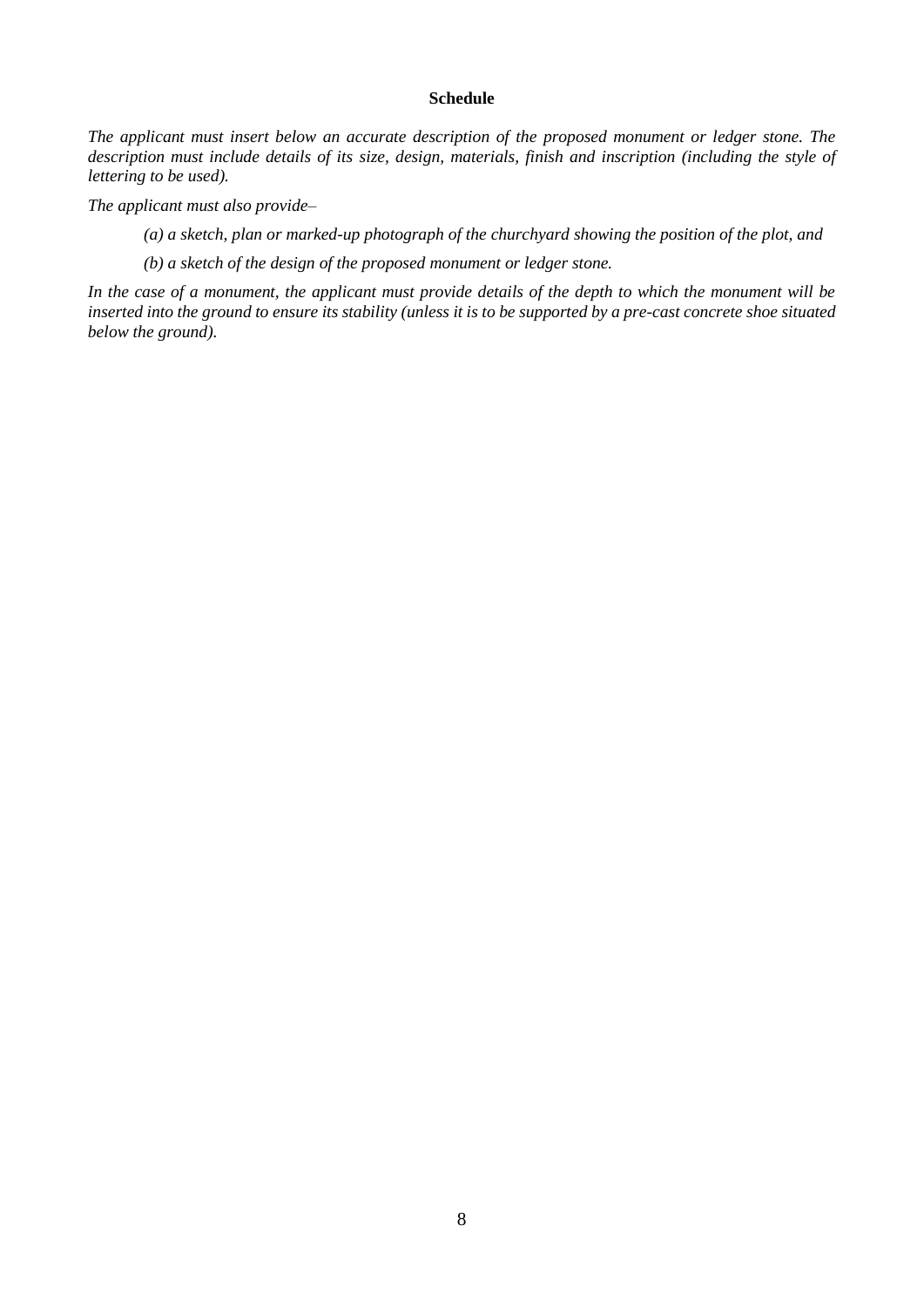**Schedule**

*The applicant must insert below an accurate description of the proposed monument or ledger stone. The description must include details of its size, design, materials, finish and inscription (including the style of lettering to be used).*

*The applicant must also provide–*

> *(a) a sketch, plan or marked-up photograph of the churchyard showing the position of the plot, and*
>
> *(b) a sketch of the design of the proposed monument or ledger stone.*

*In the case of a monument, the applicant must provide details of the depth to which the monument will be inserted into the ground to ensure its stability (unless it is to be supported by a pre-cast concrete shoe situated below the ground).*